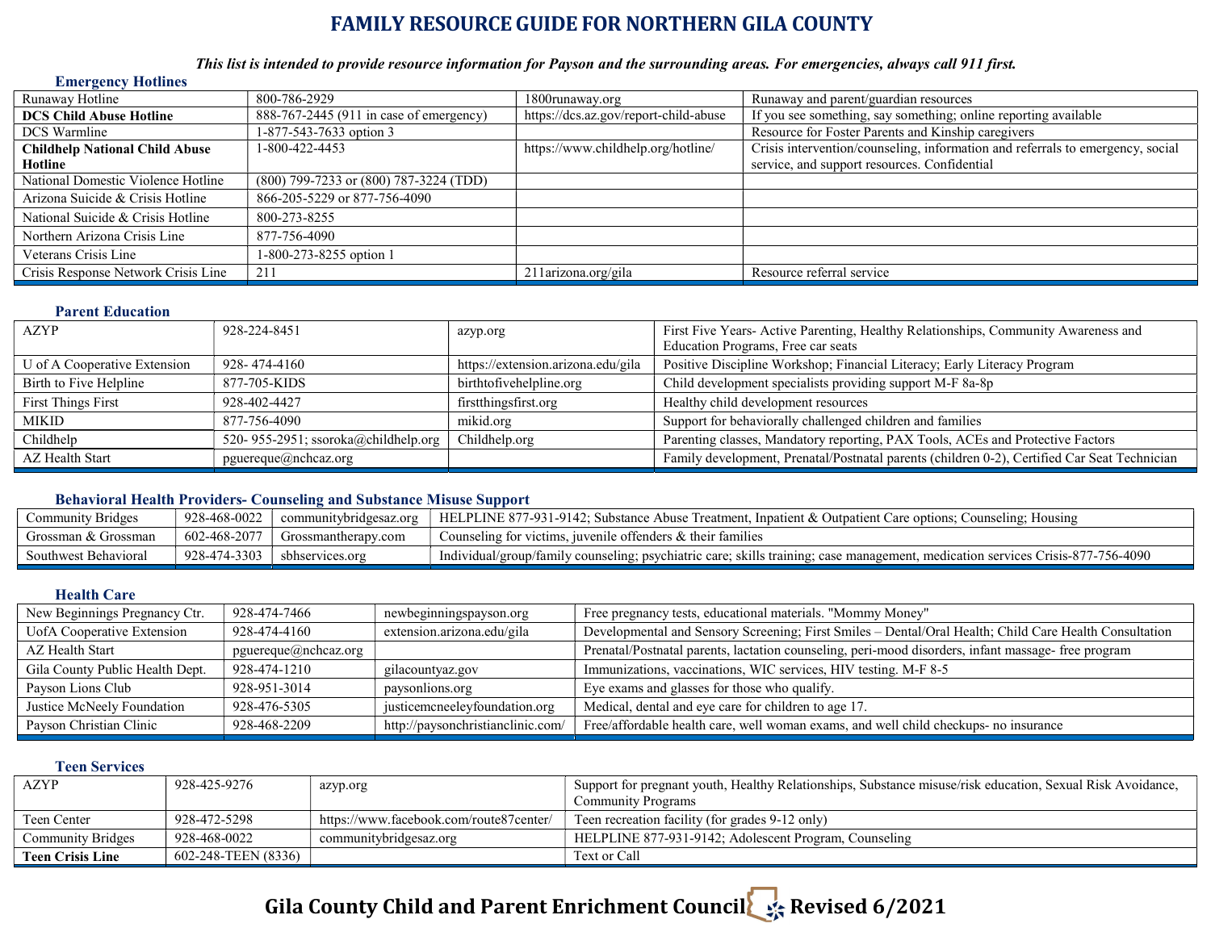# FAMILY RESOURCE GUIDE FOR NORTHERN GILA COUNTY

***This list is intended to provide resource information for Payson and the surrounding areas. For emergencies, always call 911 first.***

## Emergency Hotlines

| | | | |
|---|---|---|---|
| Runaway Hotline | 800-786-2929 | 1800runaway.org | Runaway and parent/guardian resources |
| **DCS Child Abuse Hotline** | 888-767-2445 (911 in case of emergency) | https://dcs.az.gov/report-child-abuse | If you see something, say something; online reporting available |
| DCS Warmline | 1-877-543-7633 option 3 | | Resource for Foster Parents and Kinship caregivers |
| **Childhelp National Child Abuse Hotline** | 1-800-422-4453 | https://www.childhelp.org/hotline/ | Crisis intervention/counseling, information and referrals to emergency, social service, and support resources. Confidential |
| National Domestic Violence Hotline | (800) 799-7233 or (800) 787-3224 (TDD) | | |
| Arizona Suicide & Crisis Hotline | 866-205-5229 or 877-756-4090 | | |
| National Suicide & Crisis Hotline | 800-273-8255 | | |
| Northern Arizona Crisis Line | 877-756-4090 | | |
| Veterans Crisis Line | 1-800-273-8255 option 1 | | |
| Crisis Response Network Crisis Line | 211 | 211arizona.org/gila | Resource referral service |

## Parent Education

| | | | |
|---|---|---|---|
| AZYP | 928-224-8451 | azyp.org | First Five Years- Active Parenting, Healthy Relationships, Community Awareness and Education Programs, Free car seats |
| U of A Cooperative Extension | 928- 474-4160 | https://extension.arizona.edu/gila | Positive Discipline Workshop; Financial Literacy; Early Literacy Program |
| Birth to Five Helpline | 877-705-KIDS | birthtofivehelpline.org | Child development specialists providing support M-F 8a-8p |
| First Things First | 928-402-4427 | firstthingsfirst.org | Healthy child development resources |
| MIKID | 877-756-4090 | mikid.org | Support for behaviorally challenged children and families |
| Childhelp | 520- 955-2951; ssoroka@childhelp.org | Childhelp.org | Parenting classes, Mandatory reporting, PAX Tools, ACEs and Protective Factors |
| AZ Health Start | pguereque@nchcaz.org | | Family development, Prenatal/Postnatal parents (children 0-2), Certified Car Seat Technician |

## Behavioral Health Providers- Counseling and Substance Misuse Support

| | | | |
|---|---|---|---|
| Community Bridges | 928-468-0022 | communitybridgesaz.org | HELPLINE 877-931-9142; Substance Abuse Treatment, Inpatient & Outpatient Care options; Counseling; Housing |
| Grossman & Grossman | 602-468-2077 | Grossmantherapy.com | Counseling for victims, juvenile offenders & their families |
| Southwest Behavioral | 928-474-3303 | sbhservices.org | Individual/group/family counseling; psychiatric care; skills training; case management, medication services Crisis-877-756-4090 |

## Health Care

| | | | |
|---|---|---|---|
| New Beginnings Pregnancy Ctr. | 928-474-7466 | newbeginningspayson.org | Free pregnancy tests, educational materials. "Mommy Money" |
| UofA Cooperative Extension | 928-474-4160 | extension.arizona.edu/gila | Developmental and Sensory Screening; First Smiles – Dental/Oral Health; Child Care Health Consultation |
| AZ Health Start | pguereque@nchcaz.org | | Prenatal/Postnatal parents, lactation counseling, peri-mood disorders, infant massage- free program |
| Gila County Public Health Dept. | 928-474-1210 | gilacountyaz.gov | Immunizations, vaccinations, WIC services, HIV testing. M-F 8-5 |
| Payson Lions Club | 928-951-3014 | paysonlions.org | Eye exams and glasses for those who qualify. |
| Justice McNeely Foundation | 928-476-5305 | justicemcneeleyfoundation.org | Medical, dental and eye care for children to age 17. |
| Payson Christian Clinic | 928-468-2209 | http://paysonchristianclinic.com/ | Free/affordable health care, well woman exams, and well child checkups- no insurance |

## Teen Services

| | | | |
|---|---|---|---|
| AZYP | 928-425-9276 | azyp.org | Support for pregnant youth, Healthy Relationships, Substance misuse/risk education, Sexual Risk Avoidance, Community Programs |
| Teen Center | 928-472-5298 | https://www.facebook.com/route87center/ | Teen recreation facility (for grades 9-12 only) |
| Community Bridges | 928-468-0022 | communitybridgesaz.org | HELPLINE 877-931-9142; Adolescent Program, Counseling |
| **Teen Crisis Line** | 602-248-TEEN (8336) | | Text or Call |

**Gila County Child and Parent Enrichment Council Revised 6/2021**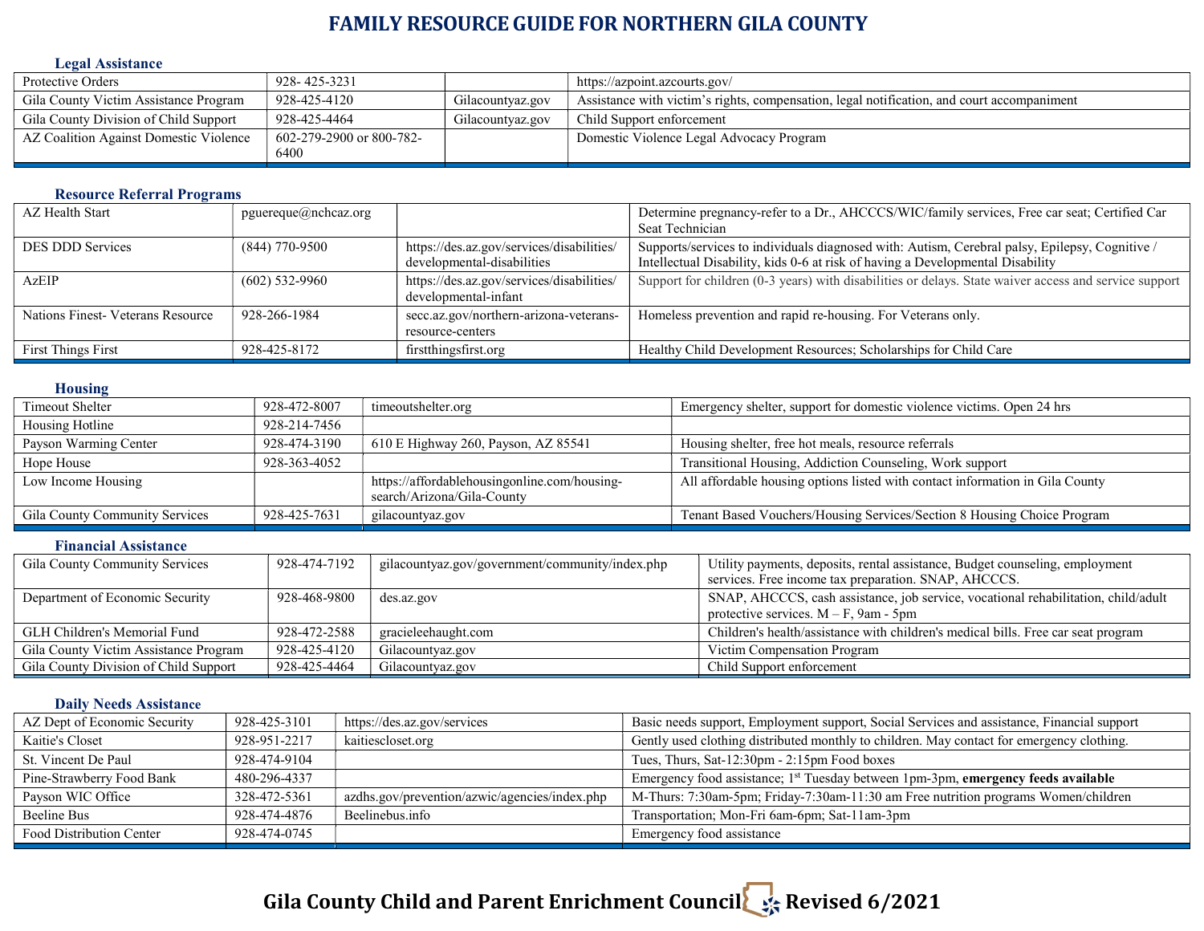# FAMILY RESOURCE GUIDE FOR NORTHERN GILA COUNTY

### Legal Assistance

| | | | |
|---|---|---|---|
| Protective Orders | 928- 425-3231 | | https://azpoint.azcourts.gov/ |
| Gila County Victim Assistance Program | 928-425-4120 | Gilacountyaz.gov | Assistance with victim's rights, compensation, legal notification, and court accompaniment |
| Gila County Division of Child Support | 928-425-4464 | Gilacountyaz.gov | Child Support enforcement |
| AZ Coalition Against Domestic Violence | 602-279-2900 or 800-782-6400 | | Domestic Violence Legal Advocacy Program |

### Resource Referral Programs

| | | | |
|---|---|---|---|
| AZ Health Start | pguereque@nchcaz.org | | Determine pregnancy-refer to a Dr., AHCCCS/WIC/family services, Free car seat; Certified Car Seat Technician |
| DES DDD Services | (844) 770-9500 | https://des.az.gov/services/disabilities/developmental-disabilities | Supports/services to individuals diagnosed with: Autism, Cerebral palsy, Epilepsy, Cognitive / Intellectual Disability, kids 0-6 at risk of having a Developmental Disability |
| AzEIP | (602) 532-9960 | https://des.az.gov/services/disabilities/developmental-infant | Support for children (0-3 years) with disabilities or delays. State waiver access and service support |
| Nations Finest- Veterans Resource | 928-266-1984 | secc.az.gov/northern-arizona-veterans-resource-centers | Homeless prevention and rapid re-housing. For Veterans only. |
| First Things First | 928-425-8172 | firstthingsfirst.org | Healthy Child Development Resources; Scholarships for Child Care |

### Housing

| | | | |
|---|---|---|---|
| Timeout Shelter | 928-472-8007 | timeoutshelter.org | Emergency shelter, support for domestic violence victims. Open 24 hrs |
| Housing Hotline | 928-214-7456 | | |
| Payson Warming Center | 928-474-3190 | 610 E Highway 260, Payson, AZ 85541 | Housing shelter, free hot meals, resource referrals |
| Hope House | 928-363-4052 | | Transitional Housing, Addiction Counseling, Work support |
| Low Income Housing | | https://affordablehousingonline.com/housing-search/Arizona/Gila-County | All affordable housing options listed with contact information in Gila County |
| Gila County Community Services | 928-425-7631 | gilacountyaz.gov | Tenant Based Vouchers/Housing Services/Section 8 Housing Choice Program |

### Financial Assistance

| | | | |
|---|---|---|---|
| Gila County Community Services | 928-474-7192 | gilacountyaz.gov/government/community/index.php | Utility payments, deposits, rental assistance, Budget counseling, employment services. Free income tax preparation. SNAP, AHCCCS. |
| Department of Economic Security | 928-468-9800 | des.az.gov | SNAP, AHCCCS, cash assistance, job service, vocational rehabilitation, child/adult protective services. M – F, 9am - 5pm |
| GLH Children's Memorial Fund | 928-472-2588 | gracieleehaught.com | Children's health/assistance with children's medical bills. Free car seat program |
| Gila County Victim Assistance Program | 928-425-4120 | Gilacountyaz.gov | Victim Compensation Program |
| Gila County Division of Child Support | 928-425-4464 | Gilacountyaz.gov | Child Support enforcement |

### Daily Needs Assistance

| | | | |
|---|---|---|---|
| AZ Dept of Economic Security | 928-425-3101 | https://des.az.gov/services | Basic needs support, Employment support, Social Services and assistance, Financial support |
| Kaitie's Closet | 928-951-2217 | kaitiescloset.org | Gently used clothing distributed monthly to children. May contact for emergency clothing. |
| St. Vincent De Paul | 928-474-9104 | | Tues, Thurs, Sat-12:30pm - 2:15pm Food boxes |
| Pine-Strawberry Food Bank | 480-296-4337 | | Emergency food assistance; 1st Tuesday between 1pm-3pm, **emergency feeds available** |
| Payson WIC Office | 328-472-5361 | azdhs.gov/prevention/azwic/agencies/index.php | M-Thurs: 7:30am-5pm; Friday-7:30am-11:30 am Free nutrition programs Women/children |
| Beeline Bus | 928-474-4876 | Beelinebus.info | Transportation; Mon-Fri 6am-6pm; Sat-11am-3pm |
| Food Distribution Center | 928-474-0745 | | Emergency food assistance |

**Gila County Child and Parent Enrichment Council Revised 6/2021**